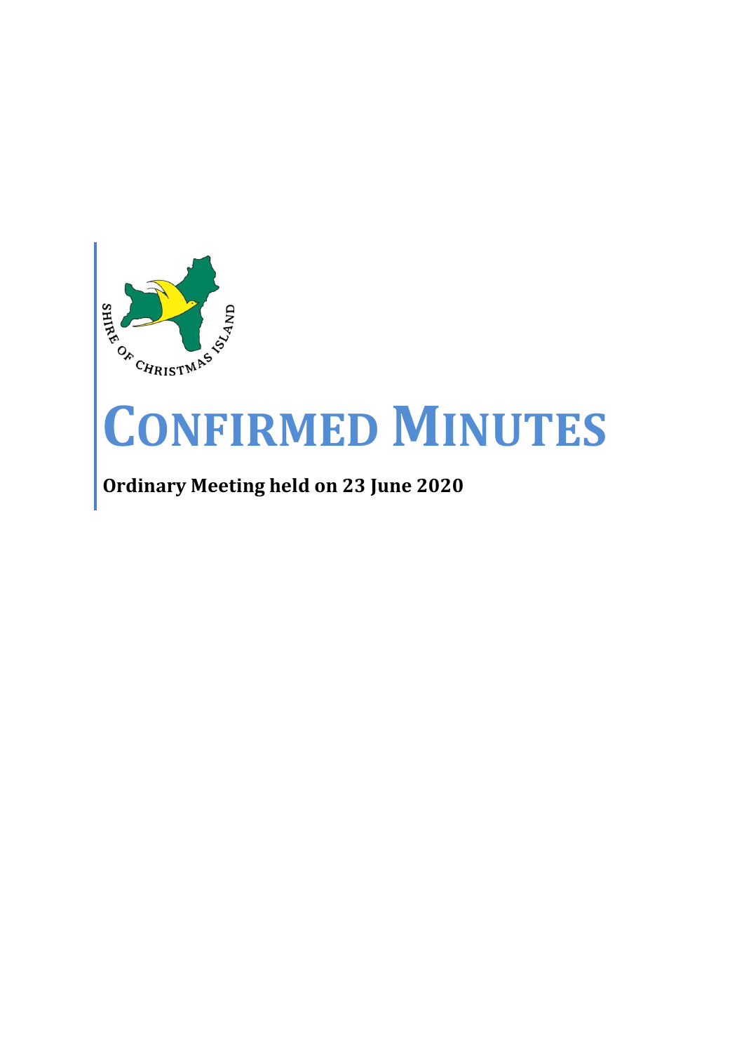SHIRE OF CHRISTMAS ISLAND

# CONFIRMED MINUTES

**Ordinary Meeting held on 23 June 2020**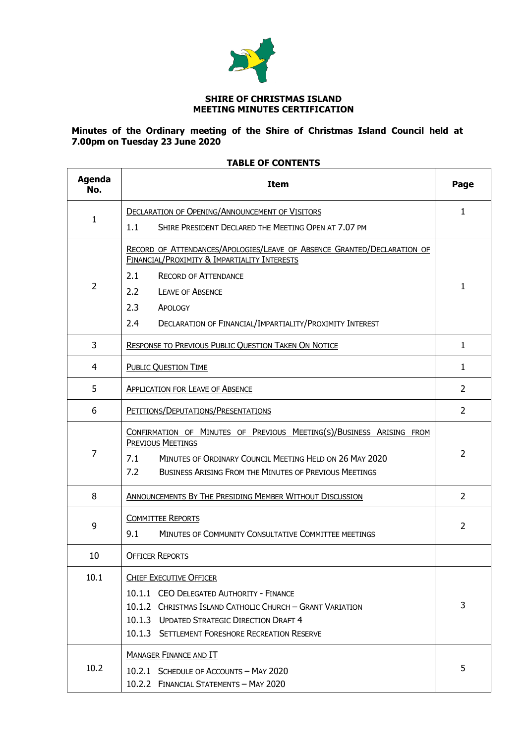**SHIRE OF CHRISTMAS ISLAND**
**MEETING MINUTES CERTIFICATION**

**Minutes of the Ordinary meeting of the Shire of Christmas Island Council held at 7.00pm on Tuesday 23 June 2020**

**TABLE OF CONTENTS**

| Agenda No. | Item | Page |
|---|---|---|
| 1 | DECLARATION OF OPENING/ANNOUNCEMENT OF VISITORS<br>1.1 SHIRE PRESIDENT DECLARED THE MEETING OPEN AT 7.07 PM | 1 |
| 2 | RECORD OF ATTENDANCES/APOLOGIES/LEAVE OF ABSENCE GRANTED/DECLARATION OF FINANCIAL/PROXIMITY & IMPARTIALITY INTERESTS<br>2.1 RECORD OF ATTENDANCE<br>2.2 LEAVE OF ABSENCE<br>2.3 APOLOGY<br>2.4 DECLARATION OF FINANCIAL/IMPARTIALITY/PROXIMITY INTEREST | 1 |
| 3 | RESPONSE TO PREVIOUS PUBLIC QUESTION TAKEN ON NOTICE | 1 |
| 4 | PUBLIC QUESTION TIME | 1 |
| 5 | APPLICATION FOR LEAVE OF ABSENCE | 2 |
| 6 | PETITIONS/DEPUTATIONS/PRESENTATIONS | 2 |
| 7 | CONFIRMATION OF MINUTES OF PREVIOUS MEETING(S)/BUSINESS ARISING FROM PREVIOUS MEETINGS<br>7.1 MINUTES OF ORDINARY COUNCIL MEETING HELD ON 26 MAY 2020<br>7.2 BUSINESS ARISING FROM THE MINUTES OF PREVIOUS MEETINGS | 2 |
| 8 | ANNOUNCEMENTS BY THE PRESIDING MEMBER WITHOUT DISCUSSION | 2 |
| 9 | COMMITTEE REPORTS<br>9.1 MINUTES OF COMMUNITY CONSULTATIVE COMMITTEE MEETINGS | 2 |
| 10 | OFFICER REPORTS | |
| 10.1 | CHIEF EXECUTIVE OFFICER<br>10.1.1 CEO DELEGATED AUTHORITY - FINANCE<br>10.1.2 CHRISTMAS ISLAND CATHOLIC CHURCH – GRANT VARIATION<br>10.1.3 UPDATED STRATEGIC DIRECTION DRAFT 4<br>10.1.3 SETTLEMENT FORESHORE RECREATION RESERVE | 3 |
| 10.2 | MANAGER FINANCE AND IT<br>10.2.1 SCHEDULE OF ACCOUNTS – MAY 2020<br>10.2.2 FINANCIAL STATEMENTS – MAY 2020 | 5 |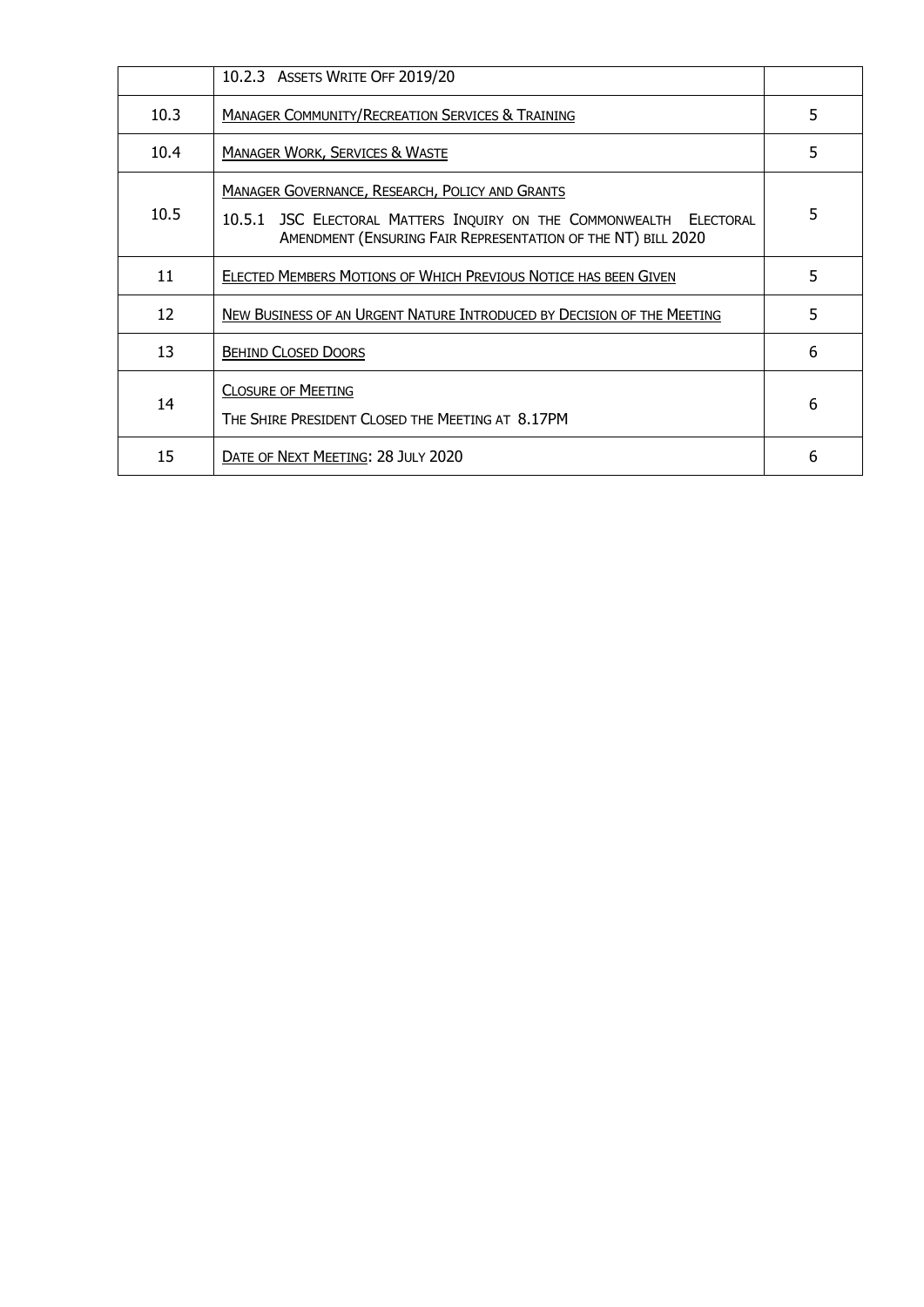| | | |
|---|---|---|
| | 10.2.3 ASSETS WRITE OFF 2019/20 | |
| 10.3 | MANAGER COMMUNITY/RECREATION SERVICES & TRAINING | 5 |
| 10.4 | MANAGER WORK, SERVICES & WASTE | 5 |
| 10.5 | MANAGER GOVERNANCE, RESEARCH, POLICY AND GRANTS<br>10.5.1 JSC ELECTORAL MATTERS INQUIRY ON THE COMMONWEALTH ELECTORAL AMENDMENT (ENSURING FAIR REPRESENTATION OF THE NT) BILL 2020 | 5 |
| 11 | ELECTED MEMBERS MOTIONS OF WHICH PREVIOUS NOTICE HAS BEEN GIVEN | 5 |
| 12 | NEW BUSINESS OF AN URGENT NATURE INTRODUCED BY DECISION OF THE MEETING | 5 |
| 13 | BEHIND CLOSED DOORS | 6 |
| 14 | CLOSURE OF MEETING<br>THE SHIRE PRESIDENT CLOSED THE MEETING AT 8.17PM | 6 |
| 15 | DATE OF NEXT MEETING: 28 JULY 2020 | 6 |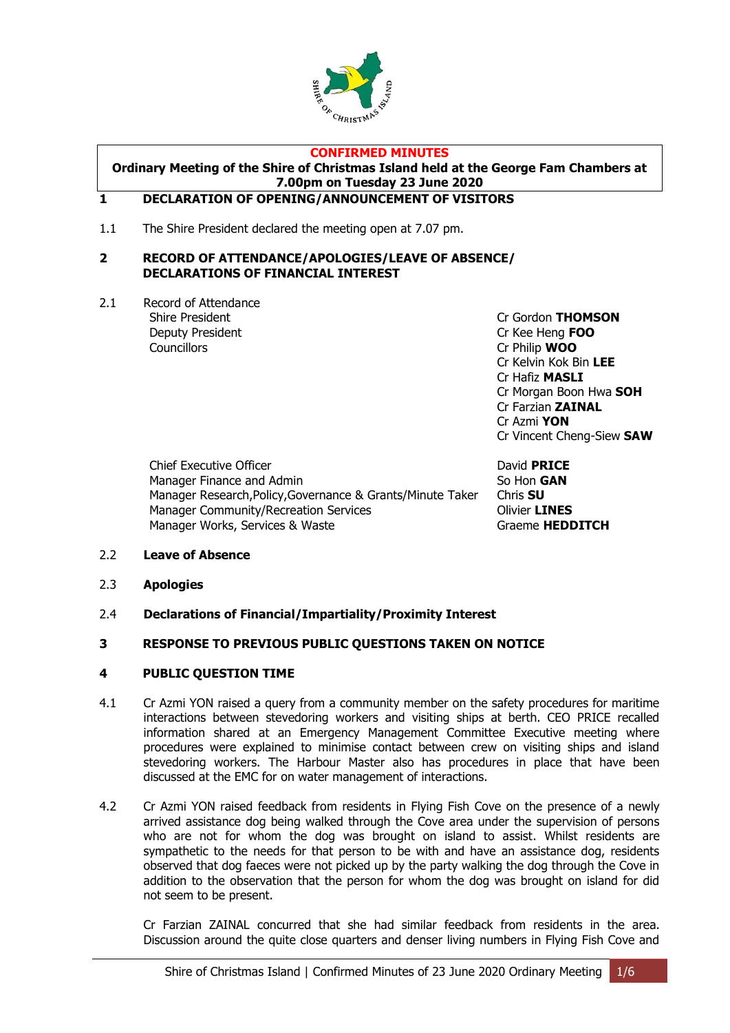**CONFIRMED MINUTES**

**Ordinary Meeting of the Shire of Christmas Island held at the George Fam Chambers at 7.00pm on Tuesday 23 June 2020**

## 1 DECLARATION OF OPENING/ANNOUNCEMENT OF VISITORS

1.1 The Shire President declared the meeting open at 7.07 pm.

## 2 RECORD OF ATTENDANCE/APOLOGIES/LEAVE OF ABSENCE/ DECLARATIONS OF FINANCIAL INTEREST

2.1 Record of Attendance

| | |
|---|---|
| Shire President | Cr Gordon **THOMSON** |
| Deputy President | Cr Kee Heng **FOO** |
| Councillors | Cr Philip **WOO** |
| | Cr Kelvin Kok Bin **LEE** |
| | Cr Hafiz **MASLI** |
| | Cr Morgan Boon Hwa **SOH** |
| | Cr Farzian **ZAINAL** |
| | Cr Azmi **YON** |
| | Cr Vincent Cheng-Siew **SAW** |
| Chief Executive Officer | David **PRICE** |
| Manager Finance and Admin | So Hon **GAN** |
| Manager Research,Policy,Governance & Grants/Minute Taker | Chris **SU** |
| Manager Community/Recreation Services | Olivier **LINES** |
| Manager Works, Services & Waste | Graeme **HEDDITCH** |

2.2 **Leave of Absence**

2.3 **Apologies**

2.4 **Declarations of Financial/Impartiality/Proximity Interest**

## 3 RESPONSE TO PREVIOUS PUBLIC QUESTIONS TAKEN ON NOTICE

## 4 PUBLIC QUESTION TIME

4.1 Cr Azmi YON raised a query from a community member on the safety procedures for maritime interactions between stevedoring workers and visiting ships at berth. CEO PRICE recalled information shared at an Emergency Management Committee Executive meeting where procedures were explained to minimise contact between crew on visiting ships and island stevedoring workers. The Harbour Master also has procedures in place that have been discussed at the EMC for on water management of interactions.

4.2 Cr Azmi YON raised feedback from residents in Flying Fish Cove on the presence of a newly arrived assistance dog being walked through the Cove area under the supervision of persons who are not for whom the dog was brought on island to assist. Whilst residents are sympathetic to the needs for that person to be with and have an assistance dog, residents observed that dog faeces were not picked up by the party walking the dog through the Cove in addition to the observation that the person for whom the dog was brought on island for did not seem to be present.

Cr Farzian ZAINAL concurred that she had similar feedback from residents in the area. Discussion around the quite close quarters and denser living numbers in Flying Fish Cove and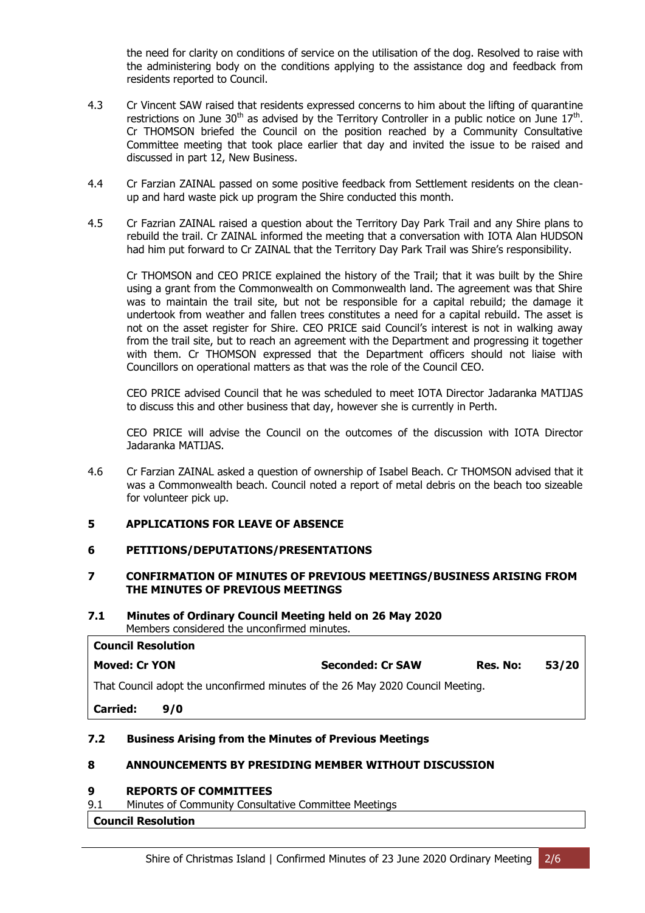the need for clarity on conditions of service on the utilisation of the dog. Resolved to raise with the administering body on the conditions applying to the assistance dog and feedback from residents reported to Council.

4.3 Cr Vincent SAW raised that residents expressed concerns to him about the lifting of quarantine restrictions on June 30th as advised by the Territory Controller in a public notice on June 17th. Cr THOMSON briefed the Council on the position reached by a Community Consultative Committee meeting that took place earlier that day and invited the issue to be raised and discussed in part 12, New Business.

4.4 Cr Farzian ZAINAL passed on some positive feedback from Settlement residents on the clean-up and hard waste pick up program the Shire conducted this month.

4.5 Cr Fazrian ZAINAL raised a question about the Territory Day Park Trail and any Shire plans to rebuild the trail. Cr ZAINAL informed the meeting that a conversation with IOTA Alan HUDSON had him put forward to Cr ZAINAL that the Territory Day Park Trail was Shire's responsibility.

Cr THOMSON and CEO PRICE explained the history of the Trail; that it was built by the Shire using a grant from the Commonwealth on Commonwealth land. The agreement was that Shire was to maintain the trail site, but not be responsible for a capital rebuild; the damage it undertook from weather and fallen trees constitutes a need for a capital rebuild. The asset is not on the asset register for Shire. CEO PRICE said Council's interest is not in walking away from the trail site, but to reach an agreement with the Department and progressing it together with them. Cr THOMSON expressed that the Department officers should not liaise with Councillors on operational matters as that was the role of the Council CEO.

CEO PRICE advised Council that he was scheduled to meet IOTA Director Jadaranka MATIJAS to discuss this and other business that day, however she is currently in Perth.

CEO PRICE will advise the Council on the outcomes of the discussion with IOTA Director Jadaranka MATIJAS.

4.6 Cr Farzian ZAINAL asked a question of ownership of Isabel Beach. Cr THOMSON advised that it was a Commonwealth beach. Council noted a report of metal debris on the beach too sizeable for volunteer pick up.

## 5 APPLICATIONS FOR LEAVE OF ABSENCE

## 6 PETITIONS/DEPUTATIONS/PRESENTATIONS

## 7 CONFIRMATION OF MINUTES OF PREVIOUS MEETINGS/BUSINESS ARISING FROM THE MINUTES OF PREVIOUS MEETINGS

### 7.1 Minutes of Ordinary Council Meeting held on 26 May 2020

Members considered the unconfirmed minutes.

| **Council Resolution** | | | |
|---|---|---|---|
| **Moved: Cr YON** | **Seconded: Cr SAW** | **Res. No:** | **53/20** |
| That Council adopt the unconfirmed minutes of the 26 May 2020 Council Meeting. | | | |
| **Carried: 9/0** | | | |

### 7.2 Business Arising from the Minutes of Previous Meetings

## 8 ANNOUNCEMENTS BY PRESIDING MEMBER WITHOUT DISCUSSION

## 9 REPORTS OF COMMITTEES

9.1 Minutes of Community Consultative Committee Meetings

| **Council Resolution** |
|---|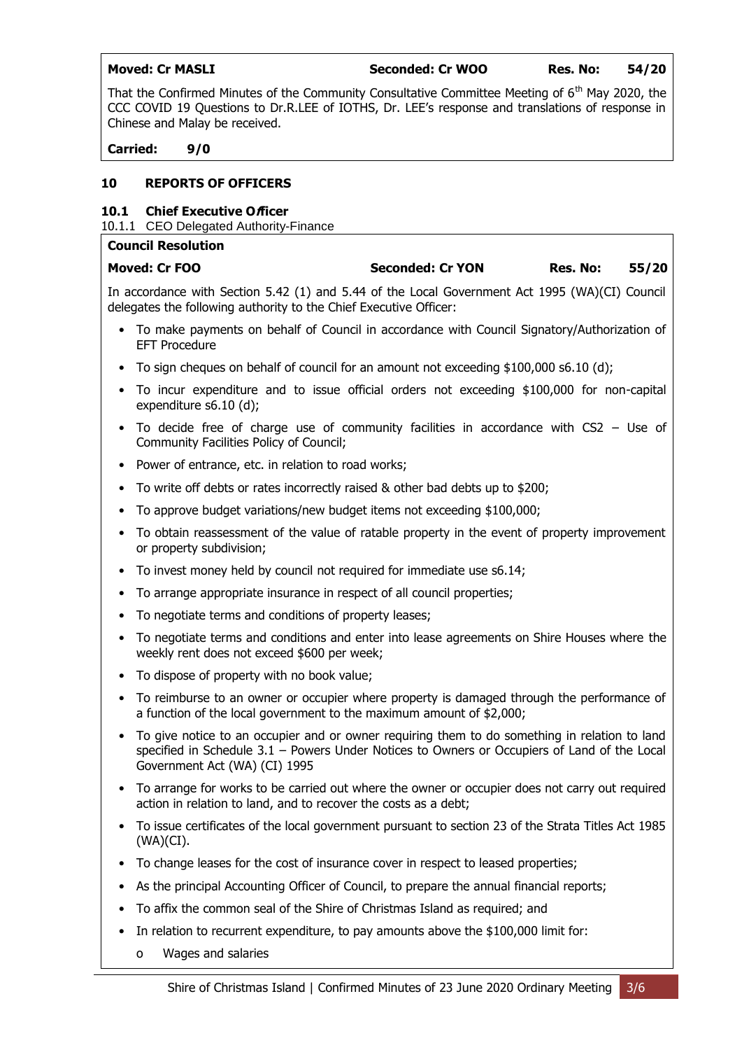**Moved: Cr MASLI** **Seconded: Cr WOO** **Res. No: 54/20**

That the Confirmed Minutes of the Community Consultative Committee Meeting of 6th May 2020, the CCC COVID 19 Questions to Dr.R.LEE of IOTHS, Dr. LEE's response and translations of response in Chinese and Malay be received.

**Carried: 9/0**

## 10 REPORTS OF OFFICERS

### 10.1 Chief Executive Officer

10.1.1 CEO Delegated Authority-Finance

**Council Resolution**

**Moved: Cr FOO** **Seconded: Cr YON** **Res. No: 55/20**

In accordance with Section 5.42 (1) and 5.44 of the Local Government Act 1995 (WA)(CI) Council delegates the following authority to the Chief Executive Officer:

- To make payments on behalf of Council in accordance with Council Signatory/Authorization of EFT Procedure
- To sign cheques on behalf of council for an amount not exceeding $100,000 s6.10 (d);
- To incur expenditure and to issue official orders not exceeding $100,000 for non-capital expenditure s6.10 (d);
- To decide free of charge use of community facilities in accordance with CS2 – Use of Community Facilities Policy of Council;
- Power of entrance, etc. in relation to road works;
- To write off debts or rates incorrectly raised & other bad debts up to $200;
- To approve budget variations/new budget items not exceeding $100,000;
- To obtain reassessment of the value of ratable property in the event of property improvement or property subdivision;
- To invest money held by council not required for immediate use s6.14;
- To arrange appropriate insurance in respect of all council properties;
- To negotiate terms and conditions of property leases;
- To negotiate terms and conditions and enter into lease agreements on Shire Houses where the weekly rent does not exceed $600 per week;
- To dispose of property with no book value;
- To reimburse to an owner or occupier where property is damaged through the performance of a function of the local government to the maximum amount of $2,000;
- To give notice to an occupier and or owner requiring them to do something in relation to land specified in Schedule 3.1 – Powers Under Notices to Owners or Occupiers of Land of the Local Government Act (WA) (CI) 1995
- To arrange for works to be carried out where the owner or occupier does not carry out required action in relation to land, and to recover the costs as a debt;
- To issue certificates of the local government pursuant to section 23 of the Strata Titles Act 1985 (WA)(CI).
- To change leases for the cost of insurance cover in respect to leased properties;
- As the principal Accounting Officer of Council, to prepare the annual financial reports;
- To affix the common seal of the Shire of Christmas Island as required; and
- In relation to recurrent expenditure, to pay amounts above the $100,000 limit for:
  - Wages and salaries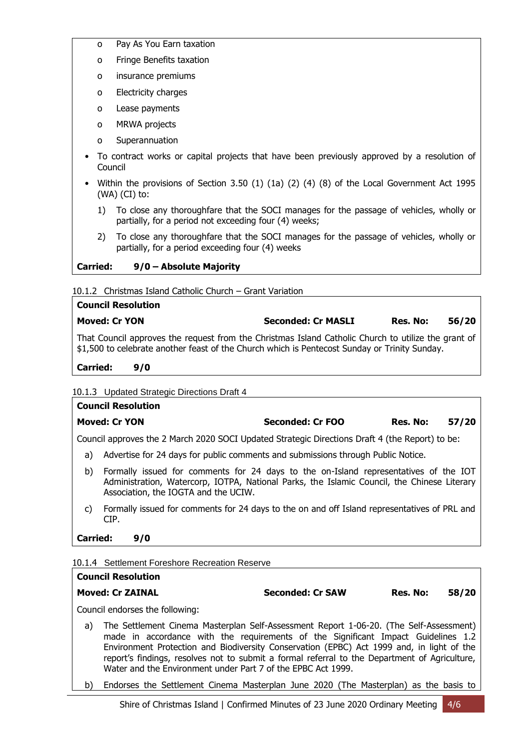- Pay As You Earn taxation
  - Fringe Benefits taxation
  - insurance premiums
  - Electricity charges
  - Lease payments
  - MRWA projects
  - Superannuation
- To contract works or capital projects that have been previously approved by a resolution of Council
- Within the provisions of Section 3.50 (1) (1a) (2) (4) (8) of the Local Government Act 1995 (WA) (CI) to:
  1) To close any thoroughfare that the SOCI manages for the passage of vehicles, wholly or partially, for a period not exceeding four (4) weeks;
  2) To close any thoroughfare that the SOCI manages for the passage of vehicles, wholly or partially, for a period exceeding four (4) weeks

**Carried: 9/0 – Absolute Majority**

10.1.2 Christmas Island Catholic Church – Grant Variation

**Council Resolution**

**Moved: Cr YON** **Seconded: Cr MASLI** **Res. No: 56/20**

That Council approves the request from the Christmas Island Catholic Church to utilize the grant of $1,500 to celebrate another feast of the Church which is Pentecost Sunday or Trinity Sunday.

**Carried: 9/0**

10.1.3 Updated Strategic Directions Draft 4

**Council Resolution**

**Moved: Cr YON** **Seconded: Cr FOO** **Res. No: 57/20**

Council approves the 2 March 2020 SOCI Updated Strategic Directions Draft 4 (the Report) to be:

a) Advertise for 24 days for public comments and submissions through Public Notice.

b) Formally issued for comments for 24 days to the on-Island representatives of the IOT Administration, Watercorp, IOTPA, National Parks, the Islamic Council, the Chinese Literary Association, the IOGTA and the UCIW.

c) Formally issued for comments for 24 days to the on and off Island representatives of PRL and CIP.

**Carried: 9/0**

10.1.4 Settlement Foreshore Recreation Reserve

**Council Resolution**

**Moved: Cr ZAINAL** **Seconded: Cr SAW** **Res. No: 58/20**

Council endorses the following:

a) The Settlement Cinema Masterplan Self-Assessment Report 1-06-20. (The Self-Assessment) made in accordance with the requirements of the Significant Impact Guidelines 1.2 Environment Protection and Biodiversity Conservation (EPBC) Act 1999 and, in light of the report's findings, resolves not to submit a formal referral to the Department of Agriculture, Water and the Environment under Part 7 of the EPBC Act 1999.

b) Endorses the Settlement Cinema Masterplan June 2020 (The Masterplan) as the basis to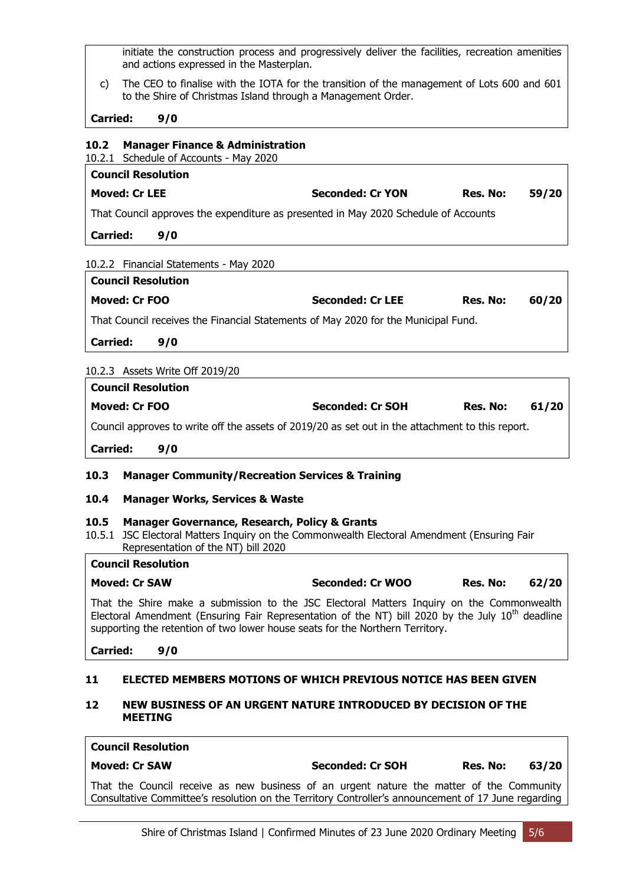initiate the construction process and progressively deliver the facilities, recreation amenities and actions expressed in the Masterplan.

c) The CEO to finalise with the IOTA for the transition of the management of Lots 600 and 601 to the Shire of Christmas Island through a Management Order.

**Carried: 9/0**

### 10.2 Manager Finance & Administration

10.2.1 Schedule of Accounts - May 2020

**Council Resolution**

**Moved: Cr LEE** | **Seconded: Cr YON** | **Res. No: 59/20**

That Council approves the expenditure as presented in May 2020 Schedule of Accounts

**Carried: 9/0**

10.2.2 Financial Statements - May 2020

**Council Resolution**

**Moved: Cr FOO** | **Seconded: Cr LEE** | **Res. No: 60/20**

That Council receives the Financial Statements of May 2020 for the Municipal Fund.

**Carried: 9/0**

10.2.3 Assets Write Off 2019/20

**Council Resolution**

**Moved: Cr FOO** | **Seconded: Cr SOH** | **Res. No: 61/20**

Council approves to write off the assets of 2019/20 as set out in the attachment to this report.

**Carried: 9/0**

### 10.3 Manager Community/Recreation Services & Training

### 10.4 Manager Works, Services & Waste

### 10.5 Manager Governance, Research, Policy & Grants

10.5.1 JSC Electoral Matters Inquiry on the Commonwealth Electoral Amendment (Ensuring Fair Representation of the NT) bill 2020

**Council Resolution**

**Moved: Cr SAW** | **Seconded: Cr WOO** | **Res. No: 62/20**

That the Shire make a submission to the JSC Electoral Matters Inquiry on the Commonwealth Electoral Amendment (Ensuring Fair Representation of the NT) bill 2020 by the July 10th deadline supporting the retention of two lower house seats for the Northern Territory.

**Carried: 9/0**

## 11 ELECTED MEMBERS MOTIONS OF WHICH PREVIOUS NOTICE HAS BEEN GIVEN

## 12 NEW BUSINESS OF AN URGENT NATURE INTRODUCED BY DECISION OF THE MEETING

**Council Resolution**

**Moved: Cr SAW** | **Seconded: Cr SOH** | **Res. No: 63/20**

That the Council receive as new business of an urgent nature the matter of the Community Consultative Committee's resolution on the Territory Controller's announcement of 17 June regarding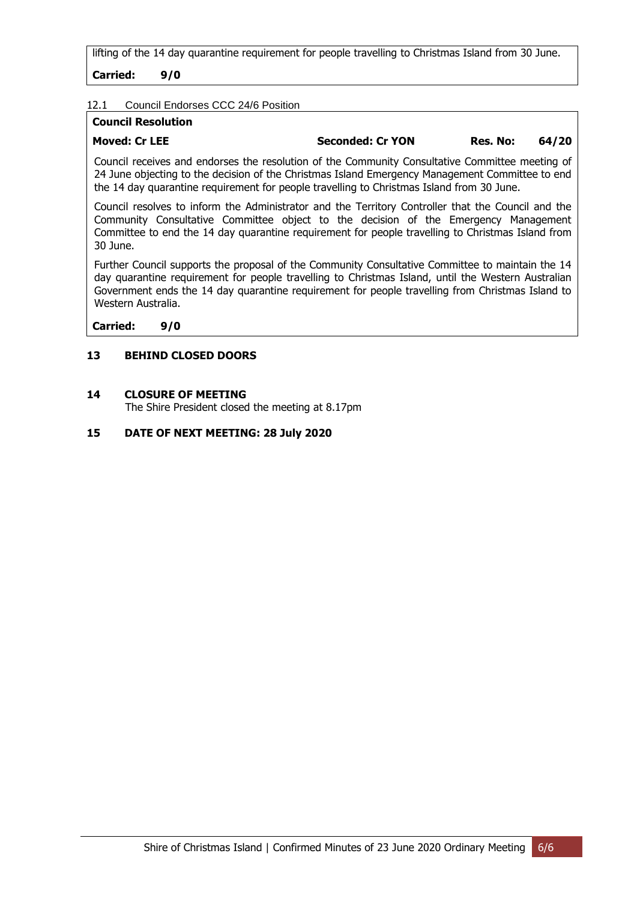lifting of the 14 day quarantine requirement for people travelling to Christmas Island from 30 June.

**Carried: 9/0**

12.1 Council Endorses CCC 24/6 Position

**Council Resolution**

**Moved: Cr LEE** **Seconded: Cr YON** **Res. No: 64/20**

Council receives and endorses the resolution of the Community Consultative Committee meeting of 24 June objecting to the decision of the Christmas Island Emergency Management Committee to end the 14 day quarantine requirement for people travelling to Christmas Island from 30 June.

Council resolves to inform the Administrator and the Territory Controller that the Council and the Community Consultative Committee object to the decision of the Emergency Management Committee to end the 14 day quarantine requirement for people travelling to Christmas Island from 30 June.

Further Council supports the proposal of the Community Consultative Committee to maintain the 14 day quarantine requirement for people travelling to Christmas Island, until the Western Australian Government ends the 14 day quarantine requirement for people travelling from Christmas Island to Western Australia.

**Carried: 9/0**

## 13 BEHIND CLOSED DOORS

## 14 CLOSURE OF MEETING

The Shire President closed the meeting at 8.17pm

## 15 DATE OF NEXT MEETING: 28 July 2020